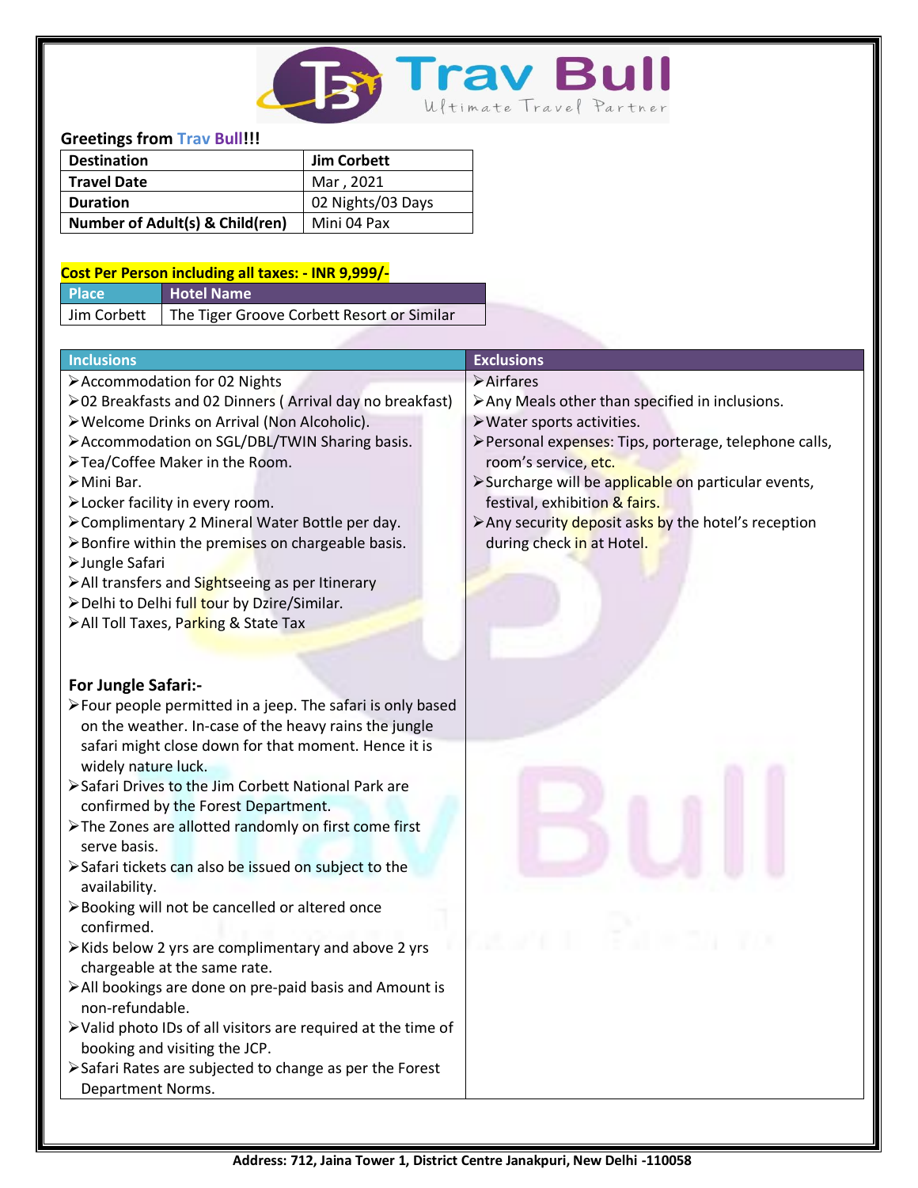**Trav Bull**
Ultimate Travel Partner

**Greetings from Trav Bull!!!**

| **Destination** | **Jim Corbett** |
|---|---|
| **Travel Date** | Mar , 2021 |
| **Duration** | 02 Nights/03 Days |
| **Number of Adult(s) & Child(ren)** | Mini 04 Pax |

**Cost Per Person including all taxes: - INR 9,999/-**

| Place | Hotel Name |
|---|---|
| Jim Corbett | The Tiger Groove Corbett Resort or Similar |

## Inclusions

- Accommodation for 02 Nights
- 02 Breakfasts and 02 Dinners ( Arrival day no breakfast)
- Welcome Drinks on Arrival (Non Alcoholic).
- Accommodation on SGL/DBL/TWIN Sharing basis.
- Tea/Coffee Maker in the Room.
- Mini Bar.
- Locker facility in every room.
- Complimentary 2 Mineral Water Bottle per day.
- Bonfire within the premises on chargeable basis.
- Jungle Safari
- All transfers and Sightseeing as per Itinerary
- Delhi to Delhi full tour by Dzire/Similar.
- All Toll Taxes, Parking & State Tax

### For Jungle Safari:-

- Four people permitted in a jeep. The safari is only based on the weather. In-case of the heavy rains the jungle safari might close down for that moment. Hence it is widely nature luck.
- Safari Drives to the Jim Corbett National Park are confirmed by the Forest Department.
- The Zones are allotted randomly on first come first serve basis.
- Safari tickets can also be issued on subject to the availability.
- Booking will not be cancelled or altered once confirmed.
- Kids below 2 yrs are complimentary and above 2 yrs chargeable at the same rate.
- All bookings are done on pre-paid basis and Amount is non-refundable.
- Valid photo IDs of all visitors are required at the time of booking and visiting the JCP.
- Safari Rates are subjected to change as per the Forest Department Norms.

## Exclusions

- Airfares
- Any Meals other than specified in inclusions.
- Water sports activities.
- Personal expenses: Tips, porterage, telephone calls, room's service, etc.
- Surcharge will be applicable on particular events, festival, exhibition & fairs.
- Any security deposit asks by the hotel's reception during check in at Hotel.

**Address: 712, Jaina Tower 1, District Centre Janakpuri, New Delhi -110058**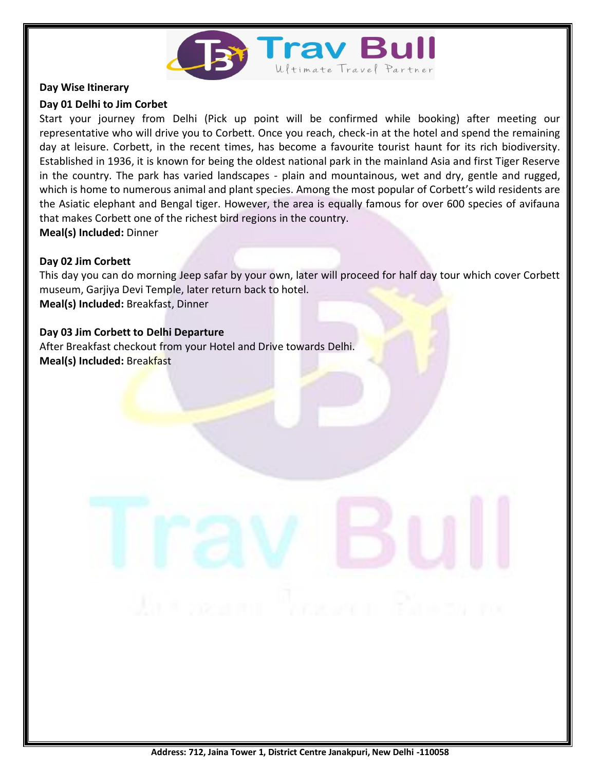**Day Wise Itinerary**

**Day 01 Delhi to Jim Corbet**

Start your journey from Delhi (Pick up point will be confirmed while booking) after meeting our representative who will drive you to Corbett. Once you reach, check-in at the hotel and spend the remaining day at leisure. Corbett, in the recent times, has become a favourite tourist haunt for its rich biodiversity. Established in 1936, it is known for being the oldest national park in the mainland Asia and first Tiger Reserve in the country. The park has varied landscapes - plain and mountainous, wet and dry, gentle and rugged, which is home to numerous animal and plant species. Among the most popular of Corbett's wild residents are the Asiatic elephant and Bengal tiger. However, the area is equally famous for over 600 species of avifauna that makes Corbett one of the richest bird regions in the country.

**Meal(s) Included:** Dinner

**Day 02 Jim Corbett**

This day you can do morning Jeep safar by your own, later will proceed for half day tour which cover Corbett museum, Garjiya Devi Temple, later return back to hotel.

**Meal(s) Included:** Breakfast, Dinner

**Day 03 Jim Corbett to Delhi Departure**

After Breakfast checkout from your Hotel and Drive towards Delhi.

**Meal(s) Included:** Breakfast